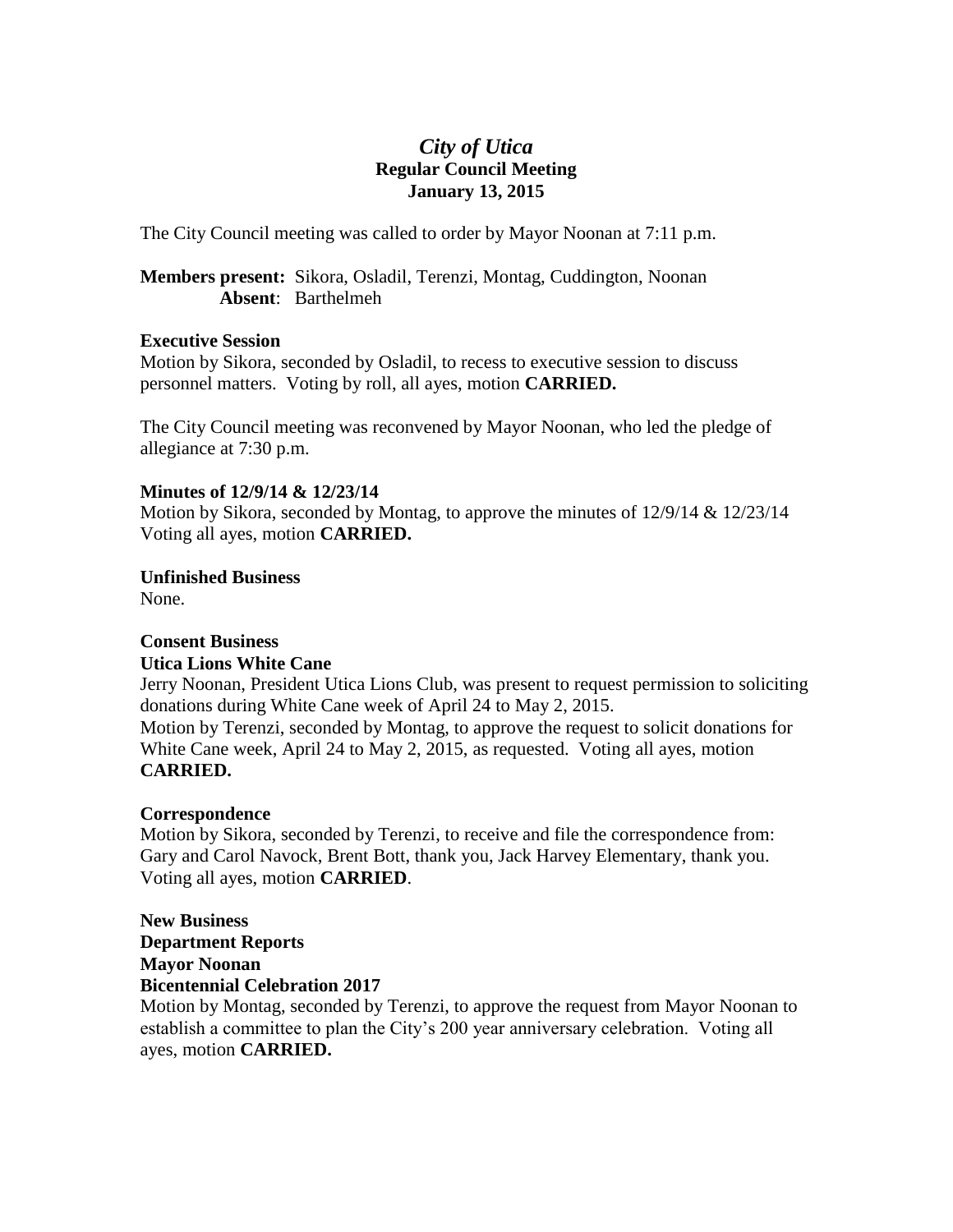# *City of Utica*
## Regular Council Meeting
## January 13, 2015

The City Council meeting was called to order by Mayor Noonan at 7:11 p.m.

**Members present:** Sikora, Osladil, Terenzi, Montag, Cuddington, Noonan
**Absent**: Barthelmeh

**Executive Session**
Motion by Sikora, seconded by Osladil, to recess to executive session to discuss personnel matters. Voting by roll, all ayes, motion **CARRIED.**

The City Council meeting was reconvened by Mayor Noonan, who led the pledge of allegiance at 7:30 p.m.

**Minutes of 12/9/14 & 12/23/14**
Motion by Sikora, seconded by Montag, to approve the minutes of 12/9/14 & 12/23/14 Voting all ayes, motion **CARRIED.**

**Unfinished Business**
None.

**Consent Business**
**Utica Lions White Cane**
Jerry Noonan, President Utica Lions Club, was present to request permission to soliciting donations during White Cane week of April 24 to May 2, 2015.
Motion by Terenzi, seconded by Montag, to approve the request to solicit donations for White Cane week, April 24 to May 2, 2015, as requested. Voting all ayes, motion **CARRIED.**

**Correspondence**
Motion by Sikora, seconded by Terenzi, to receive and file the correspondence from: Gary and Carol Navock, Brent Bott, thank you, Jack Harvey Elementary, thank you. Voting all ayes, motion **CARRIED**.

**New Business**
**Department Reports**
**Mayor Noonan**
**Bicentennial Celebration 2017**
Motion by Montag, seconded by Terenzi, to approve the request from Mayor Noonan to establish a committee to plan the City's 200 year anniversary celebration. Voting all ayes, motion **CARRIED.**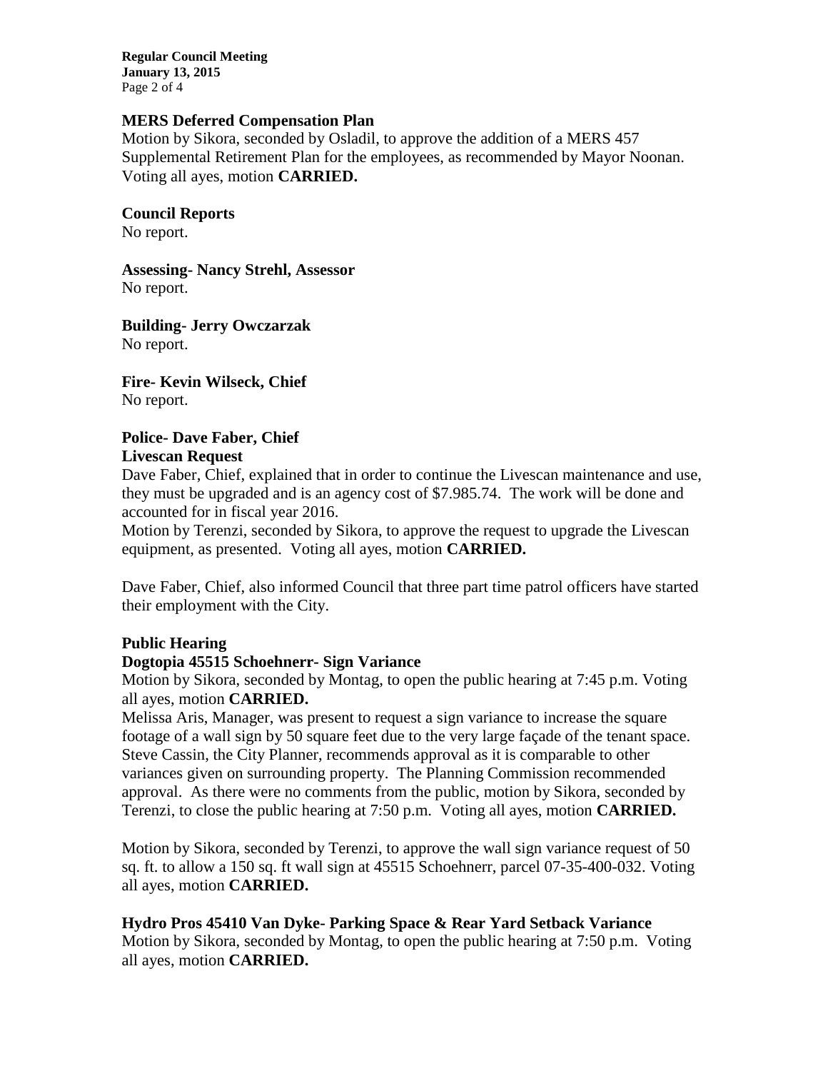**MERS Deferred Compensation Plan**

Motion by Sikora, seconded by Osladil, to approve the addition of a MERS 457 Supplemental Retirement Plan for the employees, as recommended by Mayor Noonan. Voting all ayes, motion **CARRIED.**

**Council Reports**

No report.

**Assessing- Nancy Strehl, Assessor**

No report.

**Building- Jerry Owczarzak**

No report.

**Fire- Kevin Wilseck, Chief**

No report.

**Police- Dave Faber, Chief**

**Livescan Request**

Dave Faber, Chief, explained that in order to continue the Livescan maintenance and use, they must be upgraded and is an agency cost of $7.985.74. The work will be done and accounted for in fiscal year 2016.

Motion by Terenzi, seconded by Sikora, to approve the request to upgrade the Livescan equipment, as presented. Voting all ayes, motion **CARRIED.**

Dave Faber, Chief, also informed Council that three part time patrol officers have started their employment with the City.

**Public Hearing**

**Dogtopia 45515 Schoehnerr- Sign Variance**

Motion by Sikora, seconded by Montag, to open the public hearing at 7:45 p.m. Voting all ayes, motion **CARRIED.**

Melissa Aris, Manager, was present to request a sign variance to increase the square footage of a wall sign by 50 square feet due to the very large façade of the tenant space. Steve Cassin, the City Planner, recommends approval as it is comparable to other variances given on surrounding property. The Planning Commission recommended approval. As there were no comments from the public, motion by Sikora, seconded by Terenzi, to close the public hearing at 7:50 p.m. Voting all ayes, motion **CARRIED.**

Motion by Sikora, seconded by Terenzi, to approve the wall sign variance request of 50 sq. ft. to allow a 150 sq. ft wall sign at 45515 Schoehnerr, parcel 07-35-400-032. Voting all ayes, motion **CARRIED.**

**Hydro Pros 45410 Van Dyke- Parking Space & Rear Yard Setback Variance**

Motion by Sikora, seconded by Montag, to open the public hearing at 7:50 p.m. Voting all ayes, motion **CARRIED.**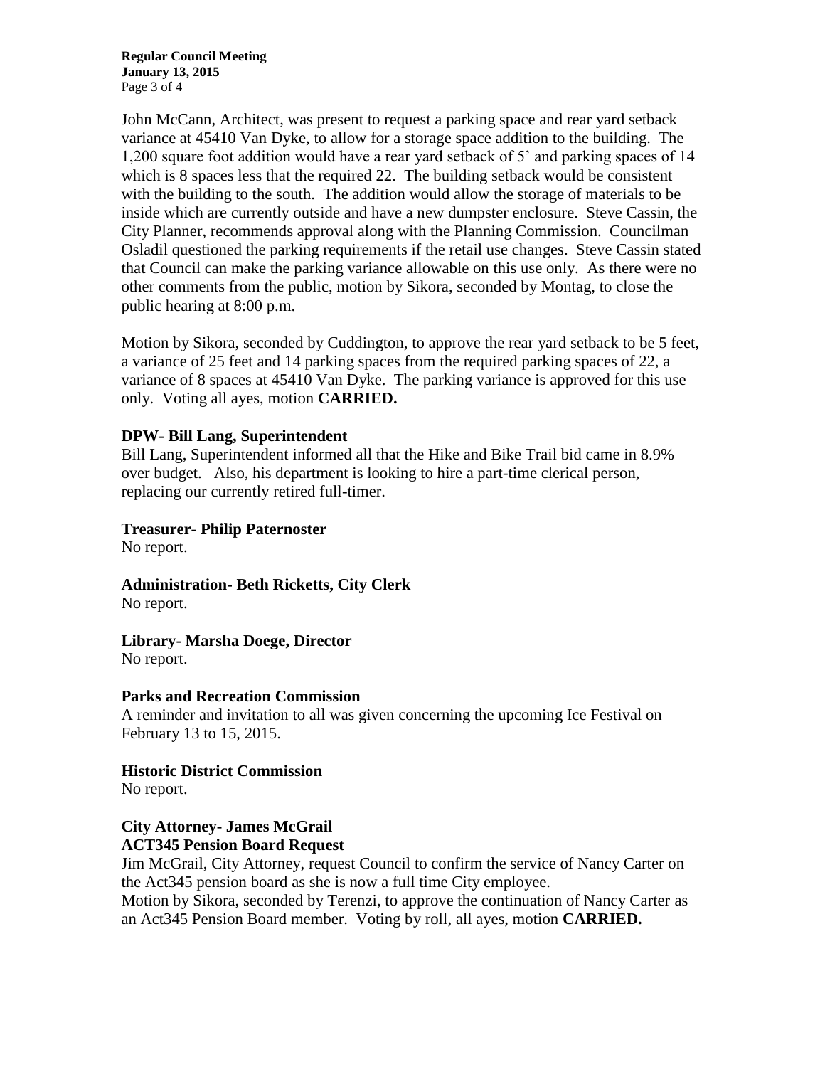John McCann, Architect, was present to request a parking space and rear yard setback variance at 45410 Van Dyke, to allow for a storage space addition to the building. The 1,200 square foot addition would have a rear yard setback of 5' and parking spaces of 14 which is 8 spaces less that the required 22. The building setback would be consistent with the building to the south. The addition would allow the storage of materials to be inside which are currently outside and have a new dumpster enclosure. Steve Cassin, the City Planner, recommends approval along with the Planning Commission. Councilman Osladil questioned the parking requirements if the retail use changes. Steve Cassin stated that Council can make the parking variance allowable on this use only. As there were no other comments from the public, motion by Sikora, seconded by Montag, to close the public hearing at 8:00 p.m.

Motion by Sikora, seconded by Cuddington, to approve the rear yard setback to be 5 feet, a variance of 25 feet and 14 parking spaces from the required parking spaces of 22, a variance of 8 spaces at 45410 Van Dyke. The parking variance is approved for this use only. Voting all ayes, motion **CARRIED.**

**DPW- Bill Lang, Superintendent**

Bill Lang, Superintendent informed all that the Hike and Bike Trail bid came in 8.9% over budget. Also, his department is looking to hire a part-time clerical person, replacing our currently retired full-timer.

**Treasurer- Philip Paternoster**

No report.

**Administration- Beth Ricketts, City Clerk**

No report.

**Library- Marsha Doege, Director**

No report.

**Parks and Recreation Commission**

A reminder and invitation to all was given concerning the upcoming Ice Festival on February 13 to 15, 2015.

**Historic District Commission**

No report.

**City Attorney- James McGrail**

**ACT345 Pension Board Request**

Jim McGrail, City Attorney, request Council to confirm the service of Nancy Carter on the Act345 pension board as she is now a full time City employee.

Motion by Sikora, seconded by Terenzi, to approve the continuation of Nancy Carter as an Act345 Pension Board member. Voting by roll, all ayes, motion **CARRIED.**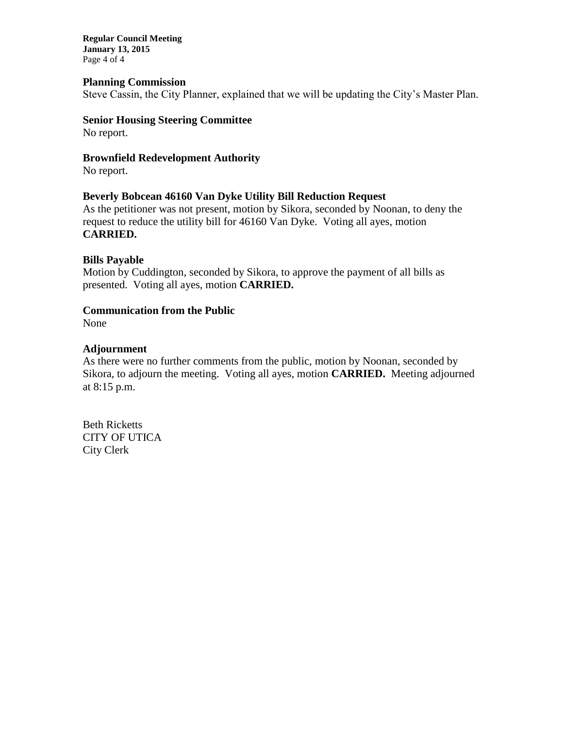**Planning Commission**
Steve Cassin, the City Planner, explained that we will be updating the City's Master Plan.

**Senior Housing Steering Committee**
No report.

**Brownfield Redevelopment Authority**
No report.

**Beverly Bobcean 46160 Van Dyke Utility Bill Reduction Request**
As the petitioner was not present, motion by Sikora, seconded by Noonan, to deny the request to reduce the utility bill for 46160 Van Dyke. Voting all ayes, motion **CARRIED.**

**Bills Payable**
Motion by Cuddington, seconded by Sikora, to approve the payment of all bills as presented. Voting all ayes, motion **CARRIED.**

**Communication from the Public**
None

**Adjournment**
As there were no further comments from the public, motion by Noonan, seconded by Sikora, to adjourn the meeting. Voting all ayes, motion **CARRIED.** Meeting adjourned at 8:15 p.m.

Beth Ricketts
CITY OF UTICA
City Clerk